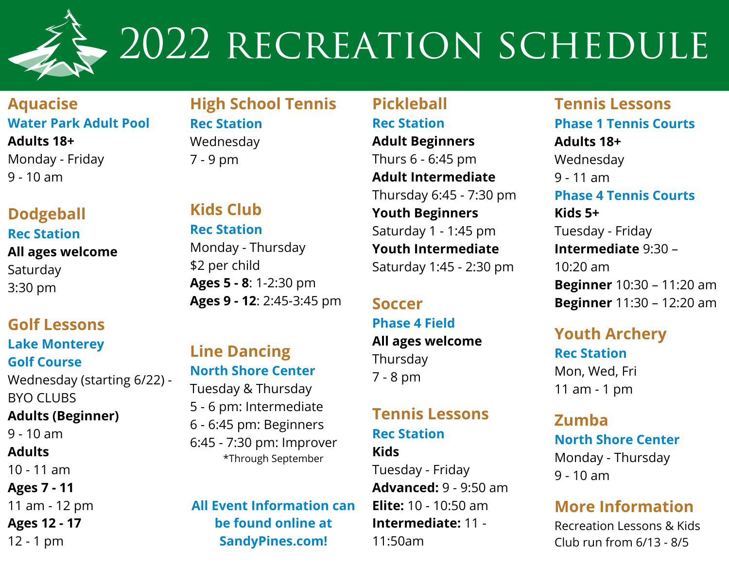# 2022 RECREATION SCHEDULE

## Aquacise

**Water Park Adult Pool**

**Adults 18+**

Monday - Friday

9 - 10 am

## Dodgeball

**Rec Station**

**All ages welcome**

Saturday

3:30 pm

## Golf Lessons

**Lake Monterey Golf Course**

Wednesday (starting 6/22) - BYO CLUBS

**Adults (Beginner)**

9 - 10 am

**Adults**

10 - 11 am

**Ages 7 - 11**

11 am - 12 pm

**Ages 12 - 17**

12 - 1 pm

## High School Tennis

**Rec Station**

Wednesday

7 - 9 pm

## Kids Club

**Rec Station**

Monday - Thursday

$2 per child

**Ages 5 - 8**: 1-2:30 pm

**Ages 9 - 12**: 2:45-3:45 pm

## Line Dancing

**North Shore Center**

Tuesday & Thursday

5 - 6 pm: Intermediate

6 - 6:45 pm: Beginners

6:45 - 7:30 pm: Improver

*Through September

**All Event Information can be found online at SandyPines.com!**

## Pickleball

**Rec Station**

**Adult Beginners**

Thurs 6 - 6:45 pm

**Adult Intermediate**

Thursday 6:45 - 7:30 pm

**Youth Beginners**

Saturday 1 - 1:45 pm

**Youth Intermediate**

Saturday 1:45 - 2:30 pm

## Soccer

**Phase 4 Field**

**All ages welcome**

Thursday

7 - 8 pm

## Tennis Lessons

**Rec Station**

**Kids**

Tuesday - Friday

**Advanced:** 9 - 9:50 am

**Elite:** 10 - 10:50 am

**Intermediate:** 11 - 11:50am

## Tennis Lessons

**Phase 1 Tennis Courts**

**Adults 18+**

Wednesday

9 - 11 am

**Phase 4 Tennis Courts**

**Kids 5+**

Tuesday - Friday

**Intermediate** 9:30 – 10:20 am

**Beginner** 10:30 – 11:20 am

**Beginner** 11:30 – 12:20 am

## Youth Archery

**Rec Station**

Mon, Wed, Fri

11 am - 1 pm

## Zumba

**North Shore Center**

Monday - Thursday

9 - 10 am

## More Information

Recreation Lessons & Kids Club run from 6/13 - 8/5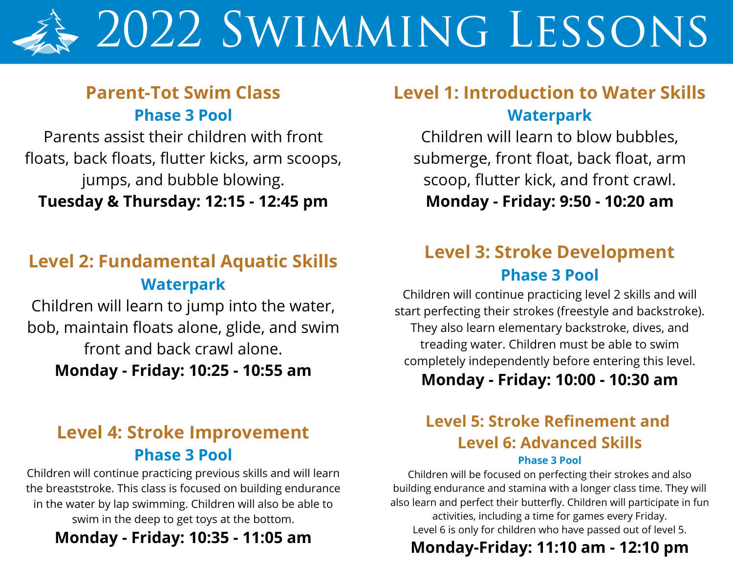# 2022 Swimming Lessons

## Parent-Tot Swim Class

### Phase 3 Pool

Parents assist their children with front floats, back floats, flutter kicks, arm scoops, jumps, and bubble blowing.

**Tuesday & Thursday: 12:15 - 12:45 pm**

## Level 1: Introduction to Water Skills

### Waterpark

Children will learn to blow bubbles, submerge, front float, back float, arm scoop, flutter kick, and front crawl.

**Monday - Friday: 9:50 - 10:20 am**

## Level 2: Fundamental Aquatic Skills

### Waterpark

Children will learn to jump into the water, bob, maintain floats alone, glide, and swim front and back crawl alone.

**Monday - Friday: 10:25 - 10:55 am**

## Level 3: Stroke Development

### Phase 3 Pool

Children will continue practicing level 2 skills and will start perfecting their strokes (freestyle and backstroke). They also learn elementary backstroke, dives, and treading water. Children must be able to swim completely independently before entering this level.

**Monday - Friday: 10:00 - 10:30 am**

## Level 4: Stroke Improvement

### Phase 3 Pool

Children will continue practicing previous skills and will learn the breaststroke. This class is focused on building endurance in the water by lap swimming. Children will also be able to swim in the deep to get toys at the bottom.

**Monday - Friday: 10:35 - 11:05 am**

## Level 5: Stroke Refinement and Level 6: Advanced Skills

### Phase 3 Pool

Children will be focused on perfecting their strokes and also building endurance and stamina with a longer class time. They will also learn and perfect their butterfly. Children will participate in fun activities, including a time for games every Friday.
Level 6 is only for children who have passed out of level 5.

**Monday-Friday: 11:10 am - 12:10 pm**